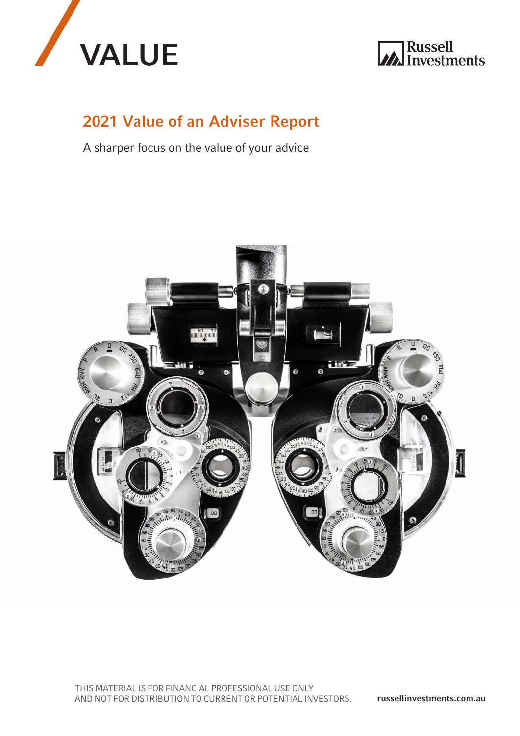# VALUE

Russell Investments

## 2021 Value of an Adviser Report

A sharper focus on the value of your advice

THIS MATERIAL IS FOR FINANCIAL PROFESSIONAL USE ONLY AND NOT FOR DISTRIBUTION TO CURRENT OR POTENTIAL INVESTORS.

**russellinvestments.com.au**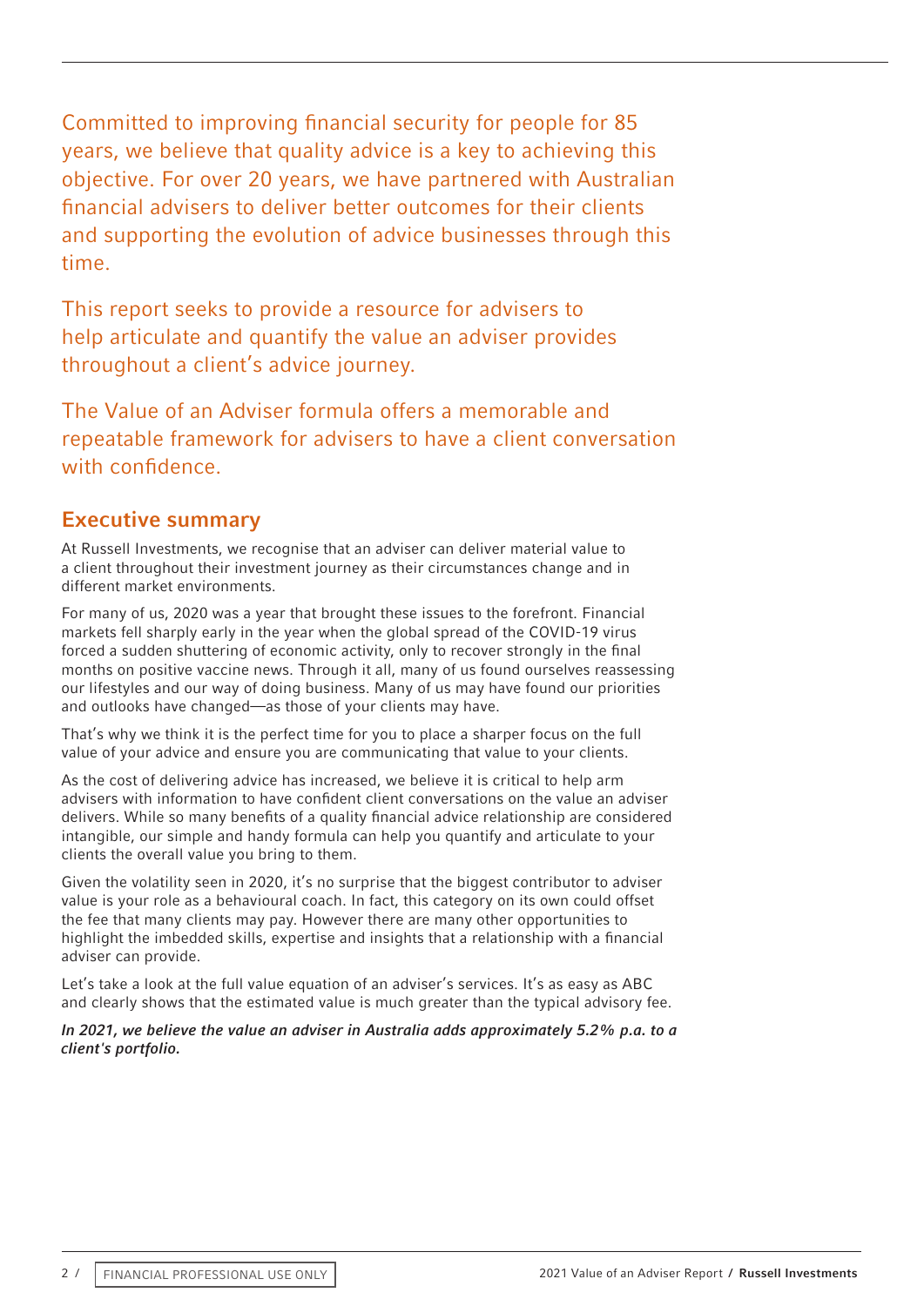Committed to improving financial security for people for 85 years, we believe that quality advice is a key to achieving this objective. For over 20 years, we have partnered with Australian financial advisers to deliver better outcomes for their clients and supporting the evolution of advice businesses through this time.

This report seeks to provide a resource for advisers to help articulate and quantify the value an adviser provides throughout a client's advice journey.

The Value of an Adviser formula offers a memorable and repeatable framework for advisers to have a client conversation with confidence.

## Executive summary

At Russell Investments, we recognise that an adviser can deliver material value to a client throughout their investment journey as their circumstances change and in different market environments.

For many of us, 2020 was a year that brought these issues to the forefront. Financial markets fell sharply early in the year when the global spread of the COVID-19 virus forced a sudden shuttering of economic activity, only to recover strongly in the final months on positive vaccine news. Through it all, many of us found ourselves reassessing our lifestyles and our way of doing business. Many of us may have found our priorities and outlooks have changed—as those of your clients may have.

That's why we think it is the perfect time for you to place a sharper focus on the full value of your advice and ensure you are communicating that value to your clients.

As the cost of delivering advice has increased, we believe it is critical to help arm advisers with information to have confident client conversations on the value an adviser delivers. While so many benefits of a quality financial advice relationship are considered intangible, our simple and handy formula can help you quantify and articulate to your clients the overall value you bring to them.

Given the volatility seen in 2020, it's no surprise that the biggest contributor to adviser value is your role as a behavioural coach. In fact, this category on its own could offset the fee that many clients may pay. However there are many other opportunities to highlight the imbedded skills, expertise and insights that a relationship with a financial adviser can provide.

Let's take a look at the full value equation of an adviser's services. It's as easy as ABC and clearly shows that the estimated value is much greater than the typical advisory fee.

***In 2021, we believe the value an adviser in Australia adds approximately 5.2% p.a. to a client's portfolio.***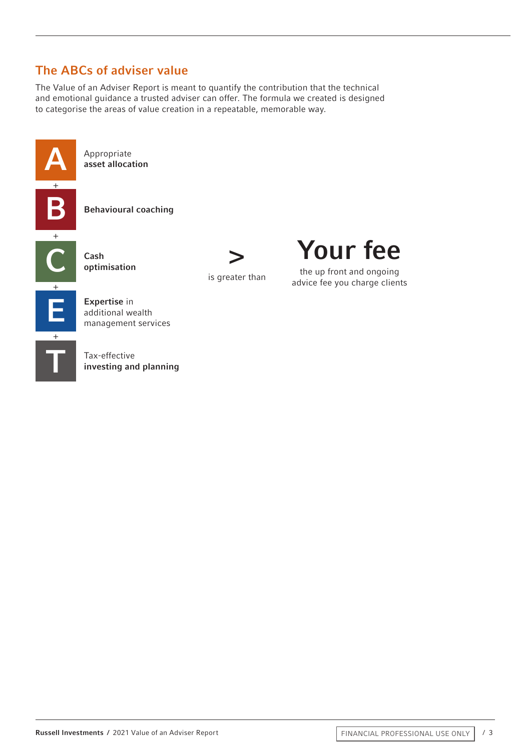## The ABCs of adviser value

The Value of an Adviser Report is meant to quantify the contribution that the technical and emotional guidance a trusted adviser can offer. The formula we created is designed to categorise the areas of value creation in a repeatable, memorable way.

**A** — Appropriate **asset allocation**

+

**B** — **Behavioural coaching**

+

**C** — **Cash optimisation**

+

**E** — **Expertise** in additional wealth management services

+

**T** — Tax-effective **investing and planning**

**>** is greater than

# Your fee

the up front and ongoing advice fee you charge clients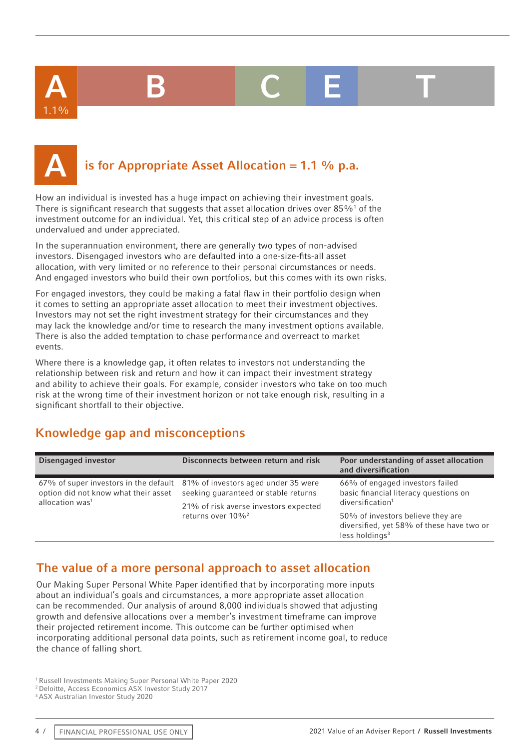A 1.1% | B | C | E | T

# A is for Appropriate Asset Allocation = 1.1 % p.a.

How an individual is invested has a huge impact on achieving their investment goals. There is significant research that suggests that asset allocation drives over 85%[1] of the investment outcome for an individual. Yet, this critical step of an advice process is often undervalued and under appreciated.

In the superannuation environment, there are generally two types of non-advised investors. Disengaged investors who are defaulted into a one-size-fits-all asset allocation, with very limited or no reference to their personal circumstances or needs. And engaged investors who build their own portfolios, but this comes with its own risks.

For engaged investors, they could be making a fatal flaw in their portfolio design when it comes to setting an appropriate asset allocation to meet their investment objectives. Investors may not set the right investment strategy for their circumstances and they may lack the knowledge and/or time to research the many investment options available. There is also the added temptation to chase performance and overreact to market events.

Where there is a knowledge gap, it often relates to investors not understanding the relationship between risk and return and how it can impact their investment strategy and ability to achieve their goals. For example, consider investors who take on too much risk at the wrong time of their investment horizon or not take enough risk, resulting in a significant shortfall to their objective.

## Knowledge gap and misconceptions

| Disengaged investor | Disconnects between return and risk | Poor understanding of asset allocation and diversification |
|---|---|---|
| 67% of super investors in the default option did not know what their asset allocation was[1] | 81% of investors aged under 35 were seeking guaranteed or stable returns<br><br>21% of risk averse investors expected returns over 10%[2] | 66% of engaged investors failed basic financial literacy questions on diversification[1]<br><br>50% of investors believe they are diversified, yet 58% of these have two or less holdings[3] |

## The value of a more personal approach to asset allocation

Our Making Super Personal White Paper identified that by incorporating more inputs about an individual's goals and circumstances, a more appropriate asset allocation can be recommended. Our analysis of around 8,000 individuals showed that adjusting growth and defensive allocations over a member's investment timeframe can improve their projected retirement income. This outcome can be further optimised when incorporating additional personal data points, such as retirement income goal, to reduce the chance of falling short.

[1] Russell Investments Making Super Personal White Paper 2020
[2] Deloitte, Access Economics ASX Investor Study 2017
[3] ASX Australian Investor Study 2020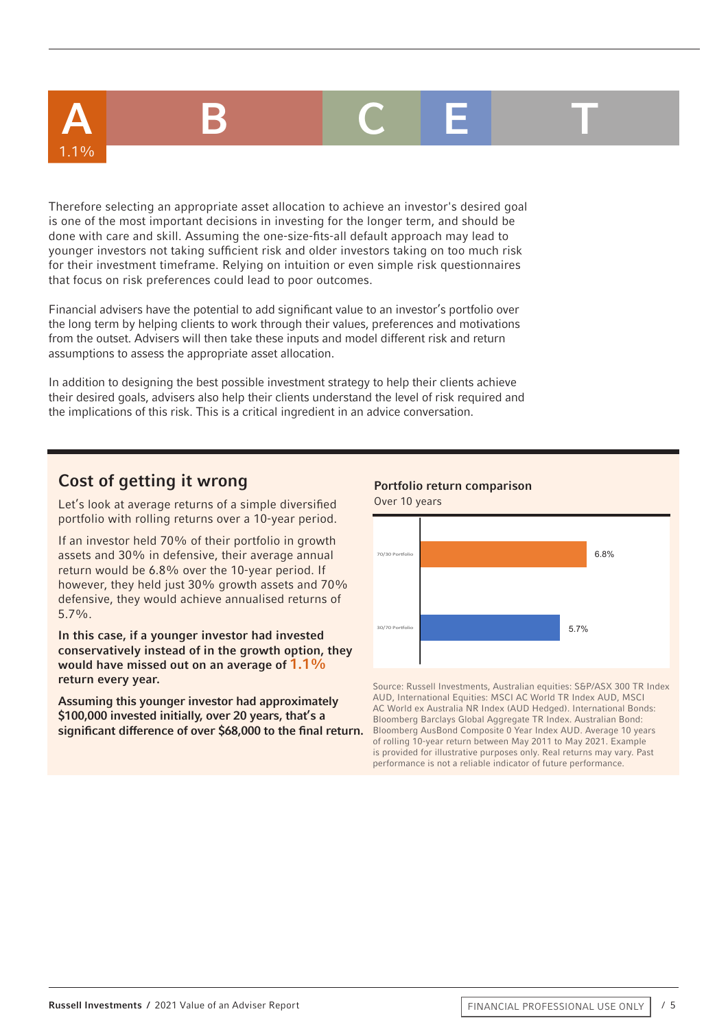A 1.1% | B | C | E | T

Therefore selecting an appropriate asset allocation to achieve an investor's desired goal is one of the most important decisions in investing for the longer term, and should be done with care and skill. Assuming the one-size-fits-all default approach may lead to younger investors not taking sufficient risk and older investors taking on too much risk for their investment timeframe. Relying on intuition or even simple risk questionnaires that focus on risk preferences could lead to poor outcomes.

Financial advisers have the potential to add significant value to an investor's portfolio over the long term by helping clients to work through their values, preferences and motivations from the outset. Advisers will then take these inputs and model different risk and return assumptions to assess the appropriate asset allocation.

In addition to designing the best possible investment strategy to help their clients achieve their desired goals, advisers also help their clients understand the level of risk required and the implications of this risk. This is a critical ingredient in an advice conversation.

## Cost of getting it wrong

Let's look at average returns of a simple diversified portfolio with rolling returns over a 10-year period.

If an investor held 70% of their portfolio in growth assets and 30% in defensive, their average annual return would be 6.8% over the 10-year period. If however, they held just 30% growth assets and 70% defensive, they would achieve annualised returns of 5.7%.

**In this case, if a younger investor had invested conservatively instead of in the growth option, they would have missed out on an average of 1.1% return every year.**

**Assuming this younger investor had approximately $100,000 invested initially, over 20 years, that's a significant difference of over $68,000 to the final return.**

**Portfolio return comparison**
Over 10 years

| Portfolio | Return |
|---|---|
| 70/30 Portfolio | 6.8% |
| 30/70 Portfolio | 5.7% |

Source: Russell Investments, Australian equities: S&P/ASX 300 TR Index AUD, International Equities: MSCI AC World TR Index AUD, MSCI AC World ex Australia NR Index (AUD Hedged). International Bonds: Bloomberg Barclays Global Aggregate TR Index. Australian Bond: Bloomberg AusBond Composite 0 Year Index AUD. Average 10 years of rolling 10-year return between May 2011 to May 2021. Example is provided for illustrative purposes only. Real returns may vary. Past performance is not a reliable indicator of future performance.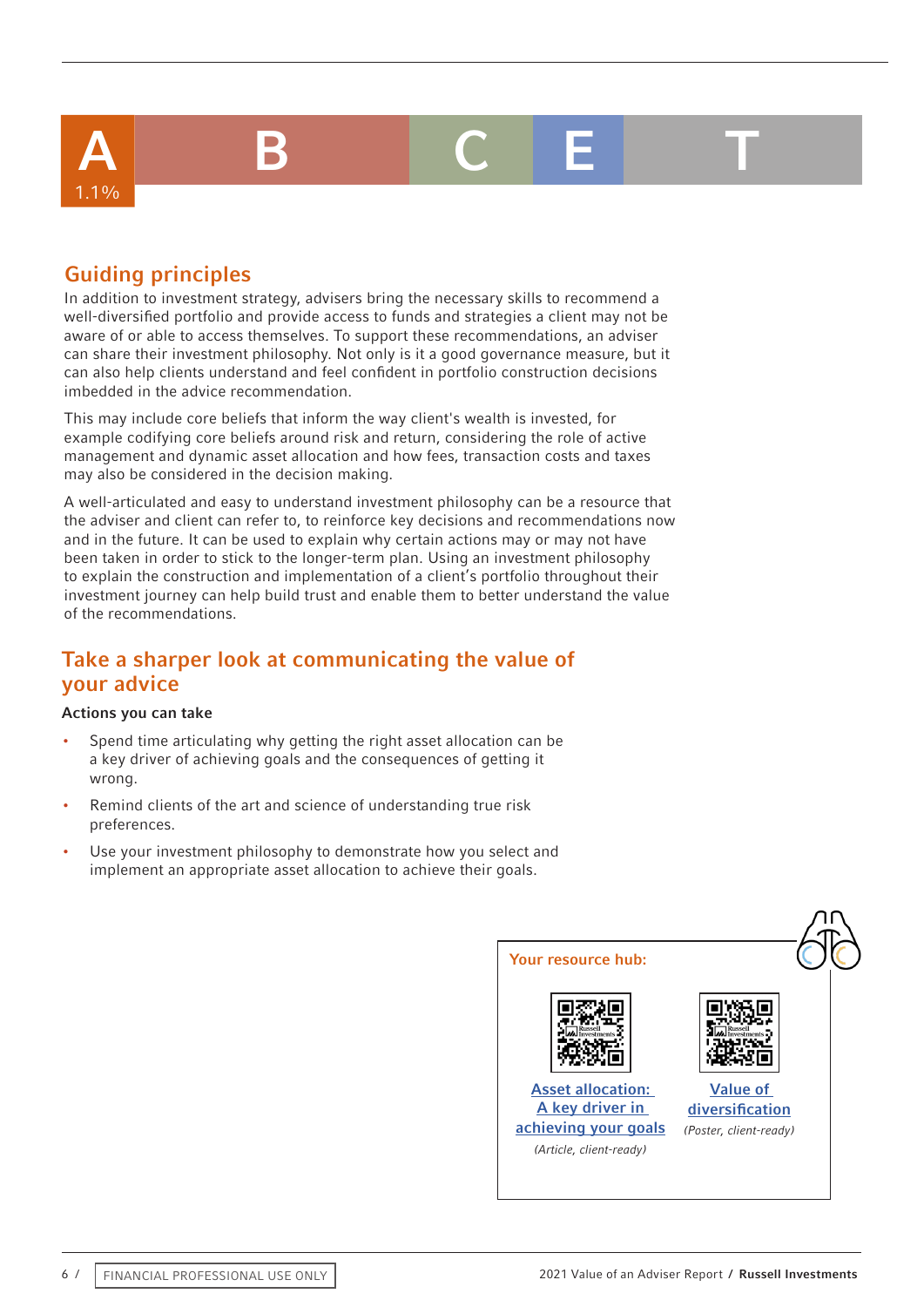| A | B | C | E | T |
|---|---|---|---|---|
| 1.1% | | | | |

## Guiding principles

In addition to investment strategy, advisers bring the necessary skills to recommend a well-diversified portfolio and provide access to funds and strategies a client may not be aware of or able to access themselves. To support these recommendations, an adviser can share their investment philosophy. Not only is it a good governance measure, but it can also help clients understand and feel confident in portfolio construction decisions imbedded in the advice recommendation.

This may include core beliefs that inform the way client's wealth is invested, for example codifying core beliefs around risk and return, considering the role of active management and dynamic asset allocation and how fees, transaction costs and taxes may also be considered in the decision making.

A well-articulated and easy to understand investment philosophy can be a resource that the adviser and client can refer to, to reinforce key decisions and recommendations now and in the future. It can be used to explain why certain actions may or may not have been taken in order to stick to the longer-term plan. Using an investment philosophy to explain the construction and implementation of a client's portfolio throughout their investment journey can help build trust and enable them to better understand the value of the recommendations.

## Take a sharper look at communicating the value of your advice

**Actions you can take**

- Spend time articulating why getting the right asset allocation can be a key driver of achieving goals and the consequences of getting it wrong.
- Remind clients of the art and science of understanding true risk preferences.
- Use your investment philosophy to demonstrate how you select and implement an appropriate asset allocation to achieve their goals.

**Your resource hub:**

Asset allocation: A key driver in achieving your goals
*(Article, client-ready)*

Value of diversification
*(Poster, client-ready)*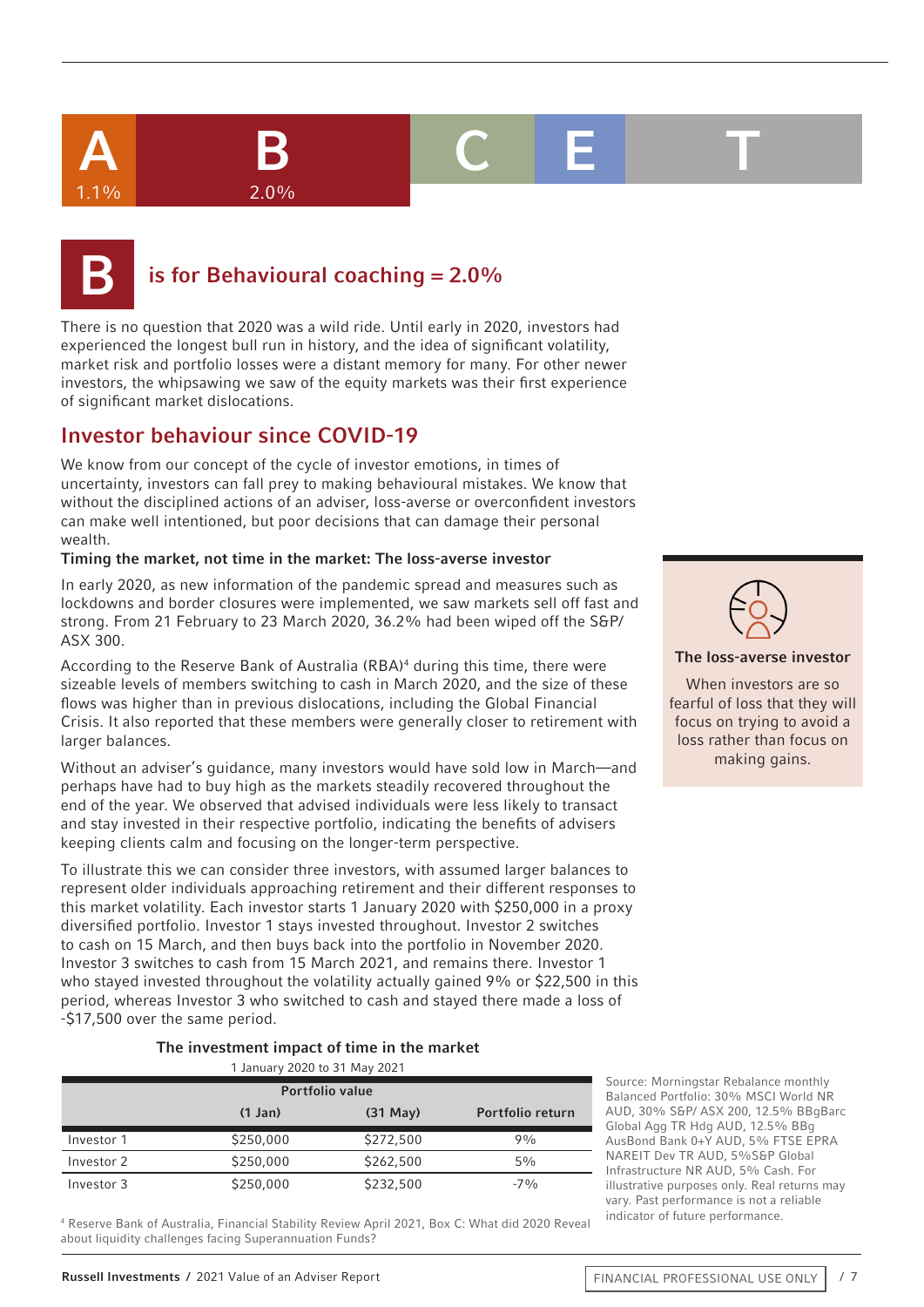A 1.1% | B 2.0% | C | E | T

# B is for Behavioural coaching = 2.0%

There is no question that 2020 was a wild ride. Until early in 2020, investors had experienced the longest bull run in history, and the idea of significant volatility, market risk and portfolio losses were a distant memory for many. For other newer investors, the whipsawing we saw of the equity markets was their first experience of significant market dislocations.

## Investor behaviour since COVID-19

We know from our concept of the cycle of investor emotions, in times of uncertainty, investors can fall prey to making behavioural mistakes. We know that without the disciplined actions of an adviser, loss-averse or overconfident investors can make well intentioned, but poor decisions that can damage their personal wealth.

**Timing the market, not time in the market: The loss-averse investor**

In early 2020, as new information of the pandemic spread and measures such as lockdowns and border closures were implemented, we saw markets sell off fast and strong. From 21 February to 23 March 2020, 36.2% had been wiped off the S&P/ASX 300.

According to the Reserve Bank of Australia (RBA)[4] during this time, there were sizeable levels of members switching to cash in March 2020, and the size of these flows was higher than in previous dislocations, including the Global Financial Crisis. It also reported that these members were generally closer to retirement with larger balances.

Without an adviser's guidance, many investors would have sold low in March—and perhaps have had to buy high as the markets steadily recovered throughout the end of the year. We observed that advised individuals were less likely to transact and stay invested in their respective portfolio, indicating the benefits of advisers keeping clients calm and focusing on the longer-term perspective.

To illustrate this we can consider three investors, with assumed larger balances to represent older individuals approaching retirement and their different responses to this market volatility. Each investor starts 1 January 2020 with $250,000 in a proxy diversified portfolio. Investor 1 stays invested throughout. Investor 2 switches to cash on 15 March, and then buys back into the portfolio in November 2020. Investor 3 switches to cash from 15 March 2021, and remains there. Investor 1 who stayed invested throughout the volatility actually gained 9% or $22,500 in this period, whereas Investor 3 who switched to cash and stayed there made a loss of -$17,500 over the same period.

**The loss-averse investor**

When investors are so fearful of loss that they will focus on trying to avoid a loss rather than focus on making gains.

**The investment impact of time in the market**

1 January 2020 to 31 May 2021

| | Portfolio value | | |
|---|---|---|---|
| | (1 Jan) | (31 May) | Portfolio return |
| Investor 1 | $250,000 | $272,500 | 9% |
| Investor 2 | $250,000 | $262,500 | 5% |
| Investor 3 | $250,000 | $232,500 | -7% |

Source: Morningstar Rebalance monthly Balanced Portfolio: 30% MSCI World NR AUD, 30% S&P/ ASX 200, 12.5% BBgBarc Global Agg TR Hdg AUD, 12.5% BBg AusBond Bank 0+Y AUD, 5% FTSE EPRA NAREIT Dev TR AUD, 5%S&P Global Infrastructure NR AUD, 5% Cash. For illustrative purposes only. Real returns may vary. Past performance is not a reliable indicator of future performance.

[4] Reserve Bank of Australia, Financial Stability Review April 2021, Box C: What did 2020 Reveal about liquidity challenges facing Superannuation Funds?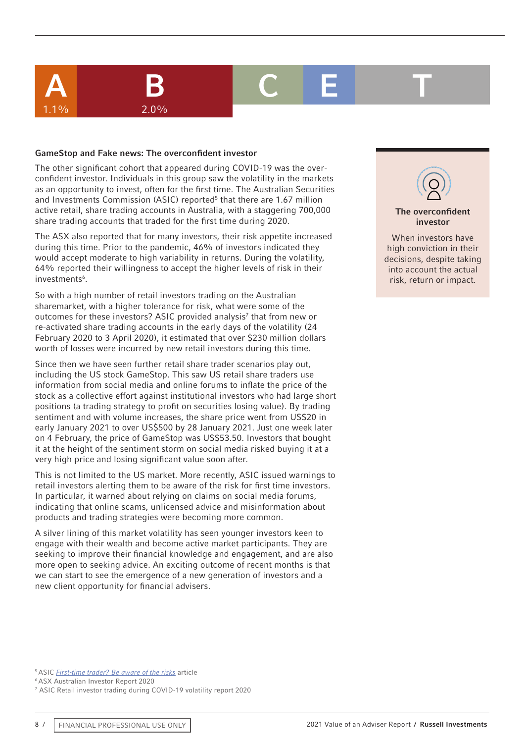A 1.1% | B 2.0% | C | E | T

### GameStop and Fake news: The overconfident investor

The other significant cohort that appeared during COVID-19 was the over-confident investor. Individuals in this group saw the volatility in the markets as an opportunity to invest, often for the first time. The Australian Securities and Investments Commission (ASIC) reported[5] that there are 1.67 million active retail, share trading accounts in Australia, with a staggering 700,000 share trading accounts that traded for the first time during 2020.

The ASX also reported that for many investors, their risk appetite increased during this time. Prior to the pandemic, 46% of investors indicated they would accept moderate to high variability in returns. During the volatility, 64% reported their willingness to accept the higher levels of risk in their investments[6].

So with a high number of retail investors trading on the Australian sharemarket, with a higher tolerance for risk, what were some of the outcomes for these investors? ASIC provided analysis[7] that from new or re-activated share trading accounts in the early days of the volatility (24 February 2020 to 3 April 2020), it estimated that over $230 million dollars worth of losses were incurred by new retail investors during this time.

Since then we have seen further retail share trader scenarios play out, including the US stock GameStop. This saw US retail share traders use information from social media and online forums to inflate the price of the stock as a collective effort against institutional investors who had large short positions (a trading strategy to profit on securities losing value). By trading sentiment and with volume increases, the share price went from US$20 in early January 2021 to over US$500 by 28 January 2021. Just one week later on 4 February, the price of GameStop was US$53.50. Investors that bought it at the height of the sentiment storm on social media risked buying it at a very high price and losing significant value soon after.

This is not limited to the US market. More recently, ASIC issued warnings to retail investors alerting them to be aware of the risk for first time investors. In particular, it warned about relying on claims on social media forums, indicating that online scams, unlicensed advice and misinformation about products and trading strategies were becoming more common.

A silver lining of this market volatility has seen younger investors keen to engage with their wealth and become active market participants. They are seeking to improve their financial knowledge and engagement, and are also more open to seeking advice. An exciting outcome of recent months is that we can start to see the emergence of a new generation of investors and a new client opportunity for financial advisers.

**The overconfident investor**

When investors have high conviction in their decisions, despite taking into account the actual risk, return or impact.

[5] ASIC *First-time trader? Be aware of the risks* article
[6] ASX Australian Investor Report 2020
[7] ASIC Retail investor trading during COVID-19 volatility report 2020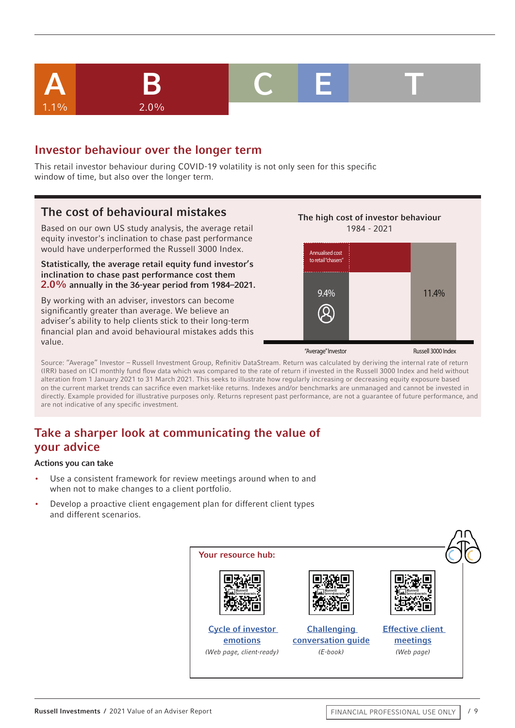| A | B | C | E | T |
|---|---|---|---|---|
| 1.1% | 2.0% | | | |

## Investor behaviour over the longer term

This retail investor behaviour during COVID-19 volatility is not only seen for this specific window of time, but also over the longer term.

### The cost of behavioural mistakes

Based on our own US study analysis, the average retail equity investor's inclination to chase past performance would have underperformed the Russell 3000 Index.

**Statistically, the average retail equity fund investor's inclination to chase past performance cost them 2.0% annually in the 36-year period from 1984–2021.**

By working with an adviser, investors can become significantly greater than average. We believe an adviser's ability to help clients stick to their long-term financial plan and avoid behavioural mistakes adds this value.

**The high cost of investor behaviour**
1984 - 2021

| | "Average" Investor | Russell 3000 Index |
|---|---|---|
| Annualised cost to retail "chasers" | 2.0% | |
| Return | 9.4% | 11.4% |

Source: "Average" Investor – Russell Investment Group, Refinitiv DataStream. Return was calculated by deriving the internal rate of return (IRR) based on ICI monthly fund flow data which was compared to the rate of return if invested in the Russell 3000 Index and held without alteration from 1 January 2021 to 31 March 2021. This seeks to illustrate how regularly increasing or decreasing equity exposure based on the current market trends can sacrifice even market-like returns. Indexes and/or benchmarks are unmanaged and cannot be invested in directly. Example provided for illustrative purposes only. Returns represent past performance, are not a guarantee of future performance, and are not indicative of any specific investment.

## Take a sharper look at communicating the value of your advice

**Actions you can take**

- Use a consistent framework for review meetings around when to and when not to make changes to a client portfolio.
- Develop a proactive client engagement plan for different client types and different scenarios.

**Your resource hub:**

- Cycle of investor emotions *(Web page, client-ready)*
- Challenging conversation guide *(E-book)*
- Effective client meetings *(Web page)*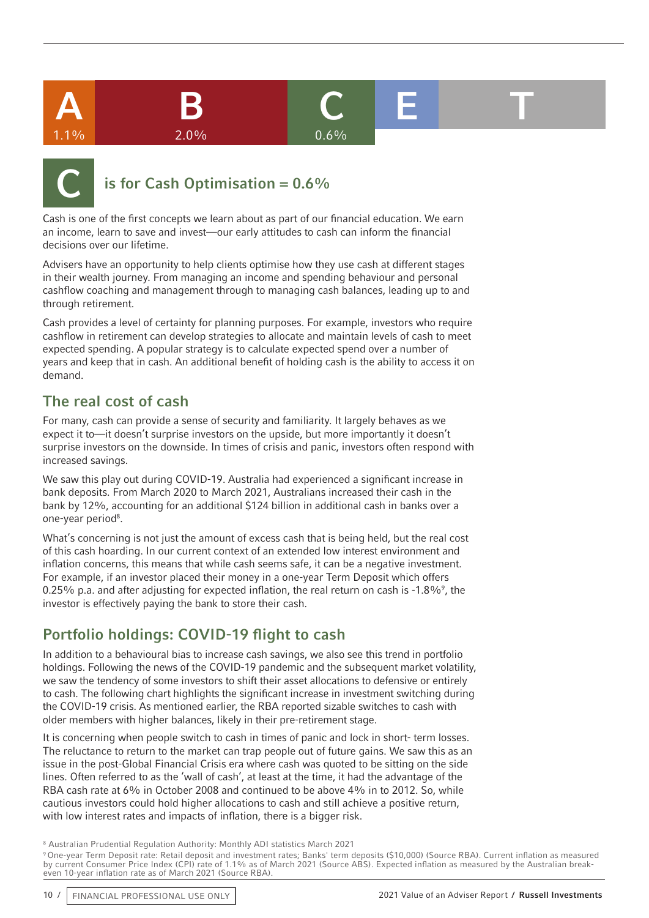| A | B | C | E | T |
|---|---|---|---|---|
| 1.1% | 2.0% | 0.6% | | |

## C is for Cash Optimisation = 0.6%

Cash is one of the first concepts we learn about as part of our financial education. We earn an income, learn to save and invest—our early attitudes to cash can inform the financial decisions over our lifetime.

Advisers have an opportunity to help clients optimise how they use cash at different stages in their wealth journey. From managing an income and spending behaviour and personal cashflow coaching and management through to managing cash balances, leading up to and through retirement.

Cash provides a level of certainty for planning purposes. For example, investors who require cashflow in retirement can develop strategies to allocate and maintain levels of cash to meet expected spending. A popular strategy is to calculate expected spend over a number of years and keep that in cash. An additional benefit of holding cash is the ability to access it on demand.

### The real cost of cash

For many, cash can provide a sense of security and familiarity. It largely behaves as we expect it to—it doesn't surprise investors on the upside, but more importantly it doesn't surprise investors on the downside. In times of crisis and panic, investors often respond with increased savings.

We saw this play out during COVID-19. Australia had experienced a significant increase in bank deposits. From March 2020 to March 2021, Australians increased their cash in the bank by 12%, accounting for an additional $124 billion in additional cash in banks over a one-year period[8].

What's concerning is not just the amount of excess cash that is being held, but the real cost of this cash hoarding. In our current context of an extended low interest environment and inflation concerns, this means that while cash seems safe, it can be a negative investment. For example, if an investor placed their money in a one-year Term Deposit which offers 0.25% p.a. and after adjusting for expected inflation, the real return on cash is -1.8%[9], the investor is effectively paying the bank to store their cash.

### Portfolio holdings: COVID-19 flight to cash

In addition to a behavioural bias to increase cash savings, we also see this trend in portfolio holdings. Following the news of the COVID-19 pandemic and the subsequent market volatility, we saw the tendency of some investors to shift their asset allocations to defensive or entirely to cash. The following chart highlights the significant increase in investment switching during the COVID-19 crisis. As mentioned earlier, the RBA reported sizable switches to cash with older members with higher balances, likely in their pre-retirement stage.

It is concerning when people switch to cash in times of panic and lock in short- term losses. The reluctance to return to the market can trap people out of future gains. We saw this as an issue in the post-Global Financial Crisis era where cash was quoted to be sitting on the side lines. Often referred to as the 'wall of cash', at least at the time, it had the advantage of the RBA cash rate at 6% in October 2008 and continued to be above 4% in to 2012. So, while cautious investors could hold higher allocations to cash and still achieve a positive return, with low interest rates and impacts of inflation, there is a bigger risk.

[8] Australian Prudential Regulation Authority: Monthly ADI statistics March 2021

[9] One-year Term Deposit rate: Retail deposit and investment rates; Banks' term deposits ($10,000) (Source RBA). Current inflation as measured by current Consumer Price Index (CPI) rate of 1.1% as of March 2021 (Source ABS). Expected inflation as measured by the Australian break-even 10-year inflation rate as of March 2021 (Source RBA).

FINANCIAL PROFESSIONAL USE ONLY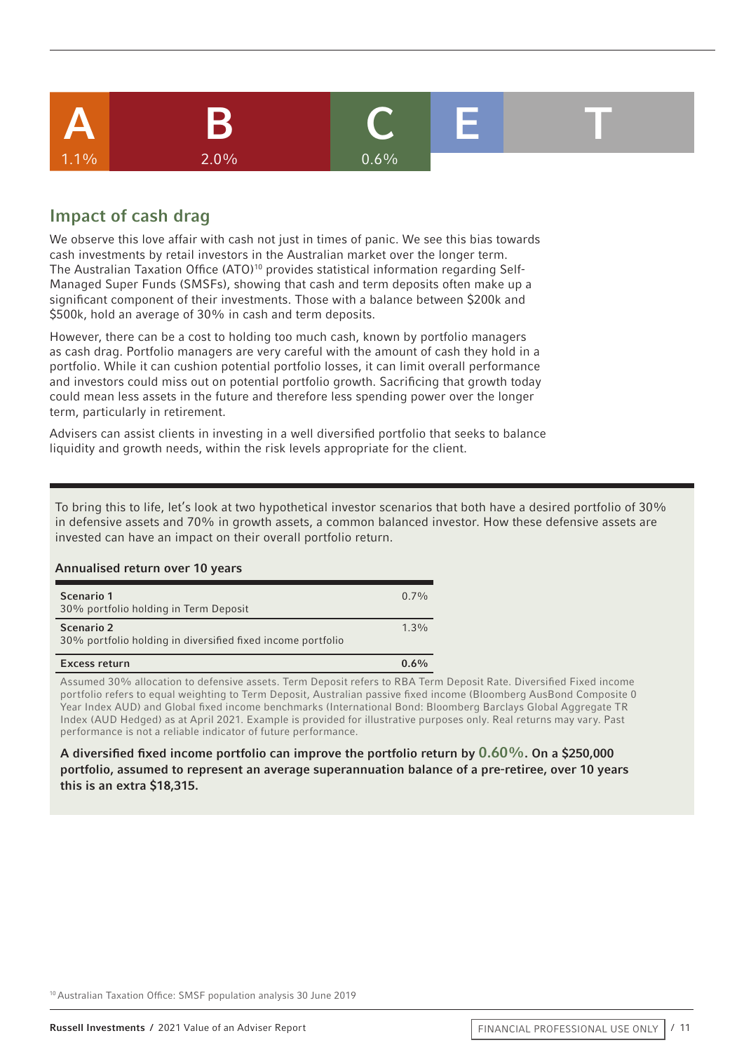| A | B | C | E | T |
|---|---|---|---|---|
| 1.1% | 2.0% | 0.6% | | |

## Impact of cash drag

We observe this love affair with cash not just in times of panic. We see this bias towards cash investments by retail investors in the Australian market over the longer term. The Australian Taxation Office (ATO)[10] provides statistical information regarding Self-Managed Super Funds (SMSFs), showing that cash and term deposits often make up a significant component of their investments. Those with a balance between $200k and $500k, hold an average of 30% in cash and term deposits.

However, there can be a cost to holding too much cash, known by portfolio managers as cash drag. Portfolio managers are very careful with the amount of cash they hold in a portfolio. While it can cushion potential portfolio losses, it can limit overall performance and investors could miss out on potential portfolio growth. Sacrificing that growth today could mean less assets in the future and therefore less spending power over the longer term, particularly in retirement.

Advisers can assist clients in investing in a well diversified portfolio that seeks to balance liquidity and growth needs, within the risk levels appropriate for the client.

To bring this to life, let's look at two hypothetical investor scenarios that both have a desired portfolio of 30% in defensive assets and 70% in growth assets, a common balanced investor. How these defensive assets are invested can have an impact on their overall portfolio return.

**Annualised return over 10 years**

| | |
|---|---|
| **Scenario 1**<br>30% portfolio holding in Term Deposit | 0.7% |
| **Scenario 2**<br>30% portfolio holding in diversified fixed income portfolio | 1.3% |
| **Excess return** | **0.6%** |

Assumed 30% allocation to defensive assets. Term Deposit refers to RBA Term Deposit Rate. Diversified Fixed income portfolio refers to equal weighting to Term Deposit, Australian passive fixed income (Bloomberg AusBond Composite 0 Year Index AUD) and Global fixed income benchmarks (International Bond: Bloomberg Barclays Global Aggregate TR Index (AUD Hedged) as at April 2021. Example is provided for illustrative purposes only. Real returns may vary. Past performance is not a reliable indicator of future performance.

**A diversified fixed income portfolio can improve the portfolio return by 0.60%. On a $250,000 portfolio, assumed to represent an average superannuation balance of a pre-retiree, over 10 years this is an extra $18,315.**

[10] Australian Taxation Office: SMSF population analysis 30 June 2019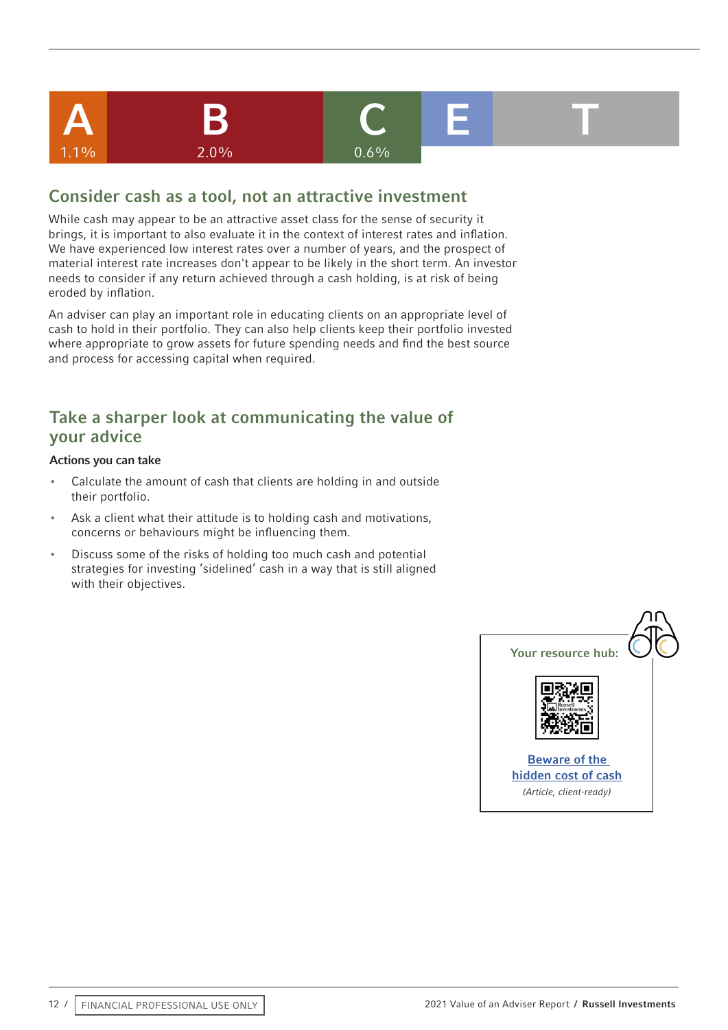| A | B | C | E | T |
|---|---|---|---|---|
| 1.1% | 2.0% | 0.6% | | |

## Consider cash as a tool, not an attractive investment

While cash may appear to be an attractive asset class for the sense of security it brings, it is important to also evaluate it in the context of interest rates and inflation. We have experienced low interest rates over a number of years, and the prospect of material interest rate increases don't appear to be likely in the short term. An investor needs to consider if any return achieved through a cash holding, is at risk of being eroded by inflation.

An adviser can play an important role in educating clients on an appropriate level of cash to hold in their portfolio. They can also help clients keep their portfolio invested where appropriate to grow assets for future spending needs and find the best source and process for accessing capital when required.

## Take a sharper look at communicating the value of your advice

**Actions you can take**

- Calculate the amount of cash that clients are holding in and outside their portfolio.
- Ask a client what their attitude is to holding cash and motivations, concerns or behaviours might be influencing them.
- Discuss some of the risks of holding too much cash and potential strategies for investing 'sidelined' cash in a way that is still aligned with their objectives.

**Your resource hub:**

Beware of the hidden cost of cash

*(Article, client-ready)*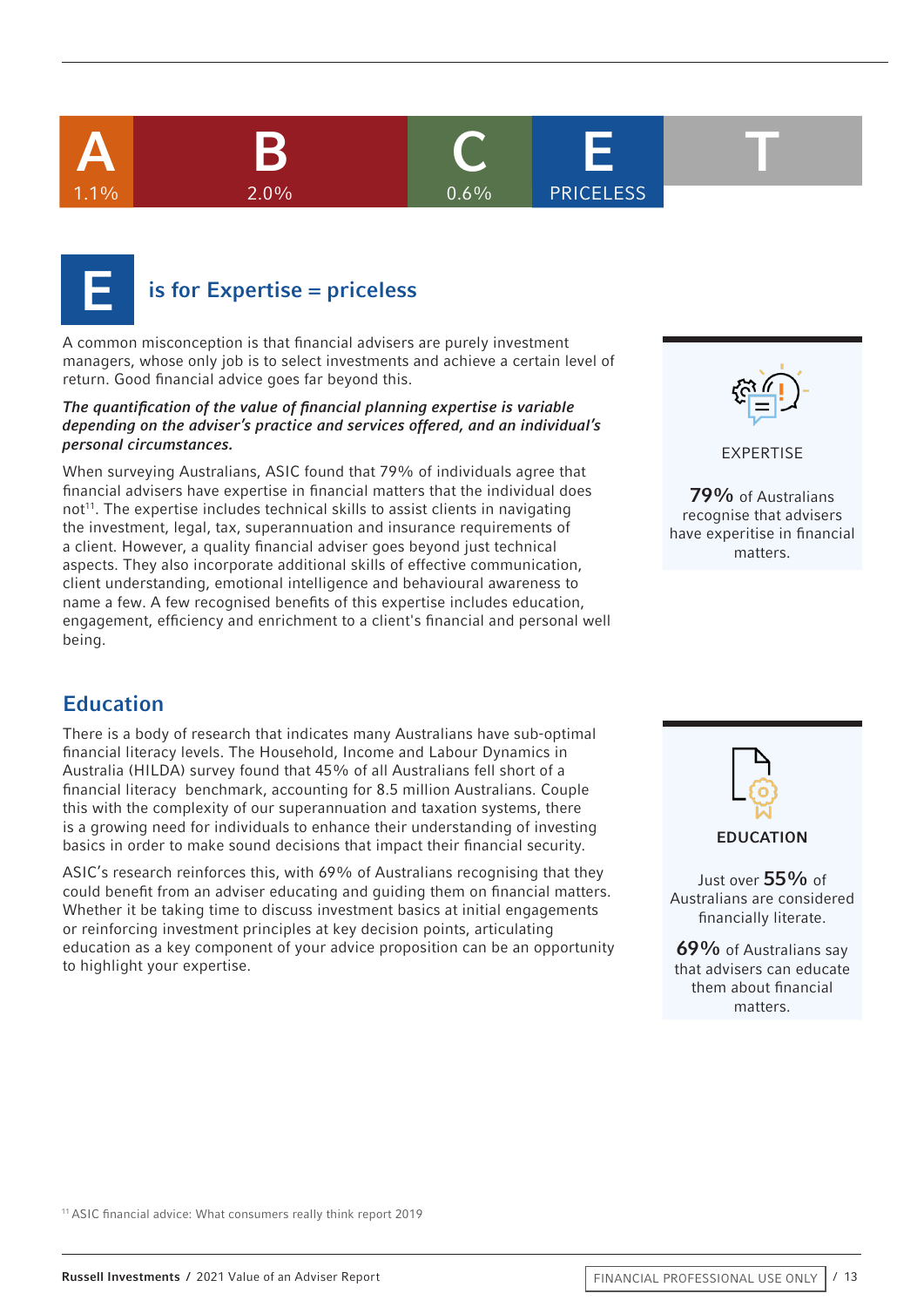| A | B | C | E | T |
|---|---|---|---|---|
| 1.1% | 2.0% | 0.6% | PRICELESS | |

# E is for Expertise = priceless

A common misconception is that financial advisers are purely investment managers, whose only job is to select investments and achieve a certain level of return. Good financial advice goes far beyond this.

***The quantification of the value of financial planning expertise is variable depending on the adviser's practice and services offered, and an individual's personal circumstances.***

When surveying Australians, ASIC found that 79% of individuals agree that financial advisers have expertise in financial matters that the individual does not[11]. The expertise includes technical skills to assist clients in navigating the investment, legal, tax, superannuation and insurance requirements of a client. However, a quality financial adviser goes beyond just technical aspects. They also incorporate additional skills of effective communication, client understanding, emotional intelligence and behavioural awareness to name a few. A few recognised benefits of this expertise includes education, engagement, efficiency and enrichment to a client's financial and personal well being.

EXPERTISE

**79%** of Australians recognise that advisers have experitise in financial matters.

## Education

There is a body of research that indicates many Australians have sub-optimal financial literacy levels. The Household, Income and Labour Dynamics in Australia (HILDA) survey found that 45% of all Australians fell short of a financial literacy benchmark, accounting for 8.5 million Australians. Couple this with the complexity of our superannuation and taxation systems, there is a growing need for individuals to enhance their understanding of investing basics in order to make sound decisions that impact their financial security.

ASIC's research reinforces this, with 69% of Australians recognising that they could benefit from an adviser educating and guiding them on financial matters. Whether it be taking time to discuss investment basics at initial engagements or reinforcing investment principles at key decision points, articulating education as a key component of your advice proposition can be an opportunity to highlight your expertise.

**EDUCATION**

Just over **55%** of Australians are considered financially literate.

**69%** of Australians say that advisers can educate them about financial matters.

[11] ASIC financial advice: What consumers really think report 2019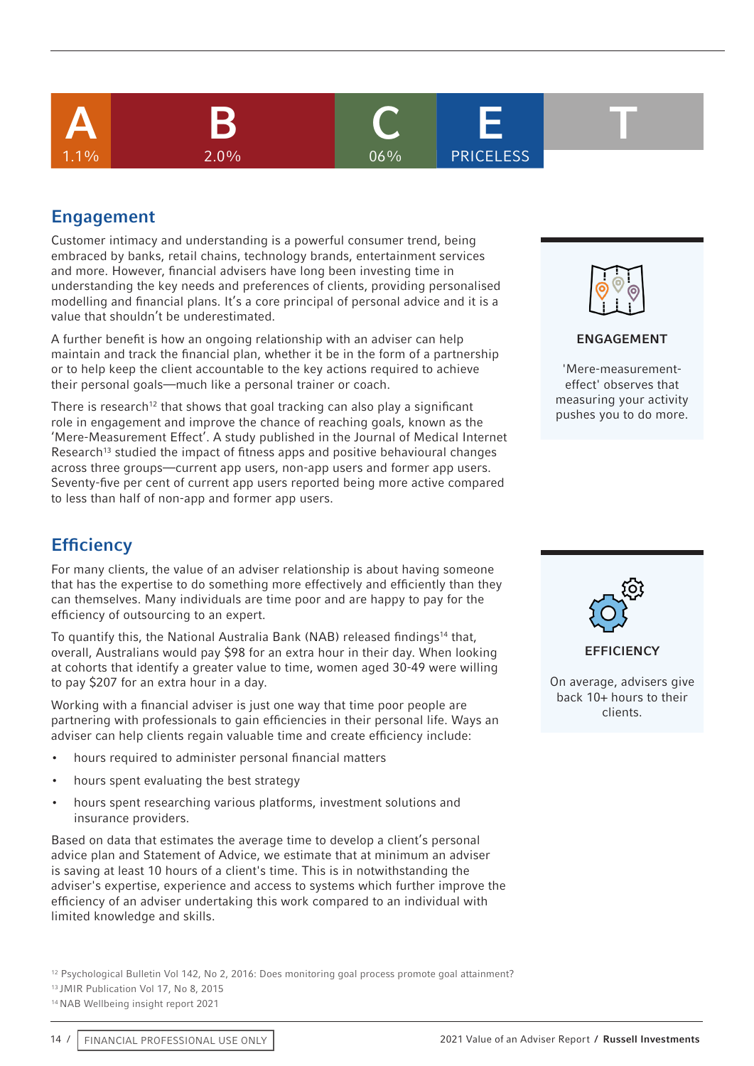| A | B | C | E | T |
|---|---|---|---|---|
| 1.1% | 2.0% | 06% | PRICELESS | |

## Engagement

Customer intimacy and understanding is a powerful consumer trend, being embraced by banks, retail chains, technology brands, entertainment services and more. However, financial advisers have long been investing time in understanding the key needs and preferences of clients, providing personalised modelling and financial plans. It's a core principal of personal advice and it is a value that shouldn't be underestimated.

A further benefit is how an ongoing relationship with an adviser can help maintain and track the financial plan, whether it be in the form of a partnership or to help keep the client accountable to the key actions required to achieve their personal goals—much like a personal trainer or coach.

There is research[12] that shows that goal tracking can also play a significant role in engagement and improve the chance of reaching goals, known as the 'Mere-Measurement Effect'. A study published in the Journal of Medical Internet Research[13] studied the impact of fitness apps and positive behavioural changes across three groups—current app users, non-app users and former app users. Seventy-five per cent of current app users reported being more active compared to less than half of non-app and former app users.

**ENGAGEMENT**

'Mere-measurement-effect' observes that measuring your activity pushes you to do more.

## Efficiency

For many clients, the value of an adviser relationship is about having someone that has the expertise to do something more effectively and efficiently than they can themselves. Many individuals are time poor and are happy to pay for the efficiency of outsourcing to an expert.

To quantify this, the National Australia Bank (NAB) released findings[14] that, overall, Australians would pay $98 for an extra hour in their day. When looking at cohorts that identify a greater value to time, women aged 30-49 were willing to pay $207 for an extra hour in a day.

Working with a financial adviser is just one way that time poor people are partnering with professionals to gain efficiencies in their personal life. Ways an adviser can help clients regain valuable time and create efficiency include:

- hours required to administer personal financial matters
- hours spent evaluating the best strategy
- hours spent researching various platforms, investment solutions and insurance providers.

Based on data that estimates the average time to develop a client's personal advice plan and Statement of Advice, we estimate that at minimum an adviser is saving at least 10 hours of a client's time. This is in notwithstanding the adviser's expertise, experience and access to systems which further improve the efficiency of an adviser undertaking this work compared to an individual with limited knowledge and skills.

**EFFICIENCY**

On average, advisers give back 10+ hours to their clients.

[12] Psychological Bulletin Vol 142, No 2, 2016: Does monitoring goal process promote goal attainment?
[13] JMIR Publication Vol 17, No 8, 2015
[14] NAB Wellbeing insight report 2021

FINANCIAL PROFESSIONAL USE ONLY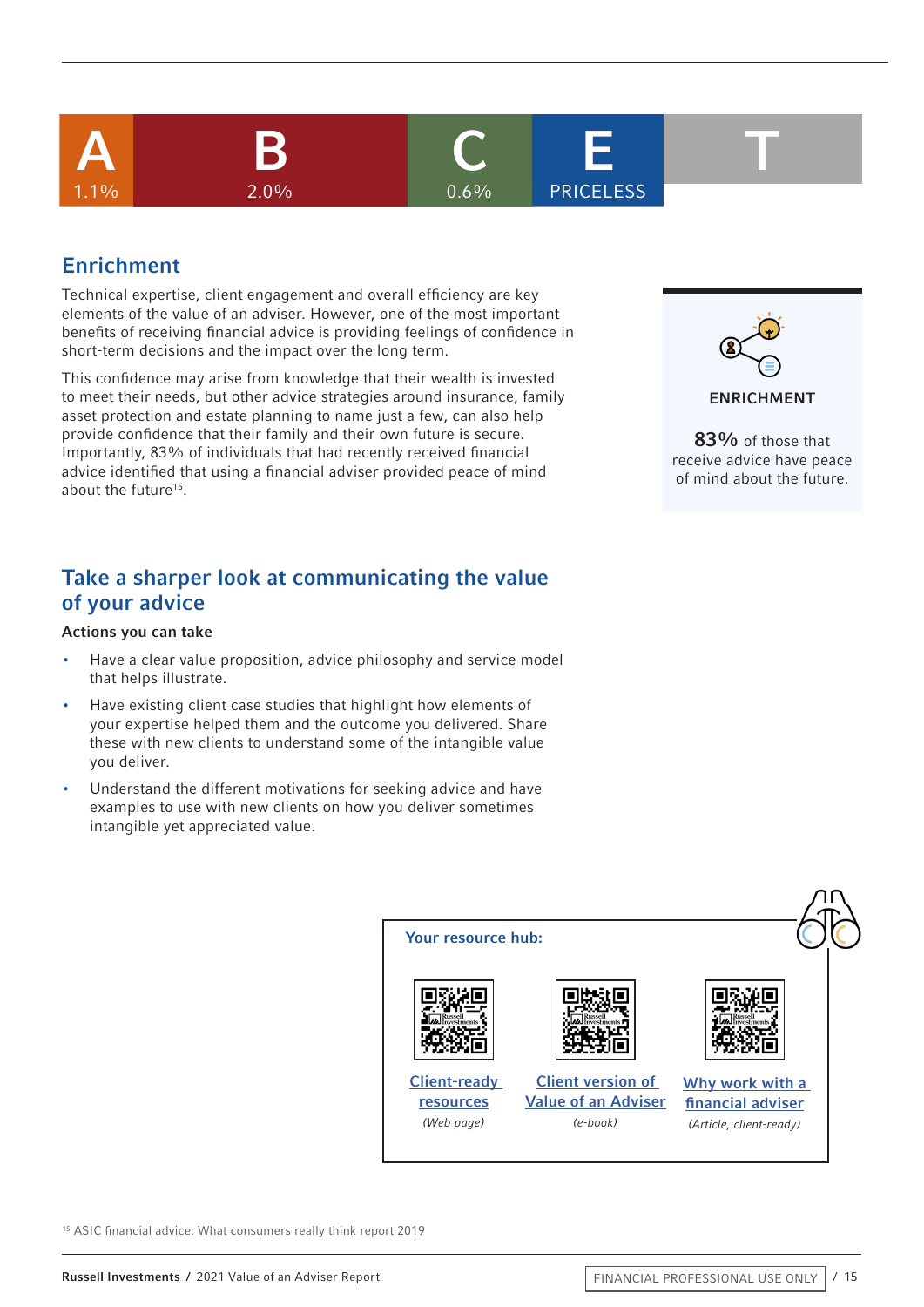| A | B | C | E | T |
|---|---|---|---|---|
| 1.1% | 2.0% | 0.6% | PRICELESS | |

## Enrichment

Technical expertise, client engagement and overall efficiency are key elements of the value of an adviser. However, one of the most important benefits of receiving financial advice is providing feelings of confidence in short-term decisions and the impact over the long term.

This confidence may arise from knowledge that their wealth is invested to meet their needs, but other advice strategies around insurance, family asset protection and estate planning to name just a few, can also help provide confidence that their family and their own future is secure. Importantly, 83% of individuals that had recently received financial advice identified that using a financial adviser provided peace of mind about the future[15].

**ENRICHMENT**

**83%** of those that receive advice have peace of mind about the future.

## Take a sharper look at communicating the value of your advice

**Actions you can take**

- Have a clear value proposition, advice philosophy and service model that helps illustrate.
- Have existing client case studies that highlight how elements of your expertise helped them and the outcome you delivered. Share these with new clients to understand some of the intangible value you deliver.
- Understand the different motivations for seeking advice and have examples to use with new clients on how you deliver sometimes intangible yet appreciated value.

**Your resource hub:**

- Client-ready resources *(Web page)*
- Client version of Value of an Adviser *(e-book)*
- Why work with a financial adviser *(Article, client-ready)*

[15] ASIC financial advice: What consumers really think report 2019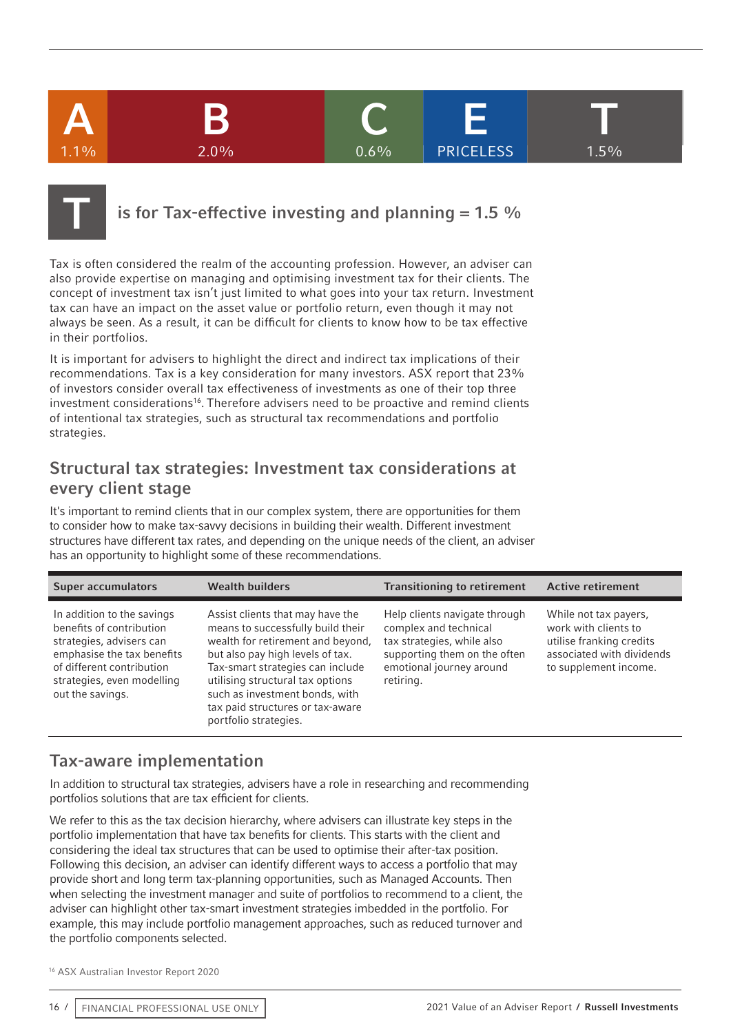| A | B | C | E | T |
|---|---|---|---|---|
| 1.1% | 2.0% | 0.6% | PRICELESS | 1.5% |

## T is for Tax-effective investing and planning = 1.5 %

Tax is often considered the realm of the accounting profession. However, an adviser can also provide expertise on managing and optimising investment tax for their clients. The concept of investment tax isn't just limited to what goes into your tax return. Investment tax can have an impact on the asset value or portfolio return, even though it may not always be seen. As a result, it can be difficult for clients to know how to be tax effective in their portfolios.

It is important for advisers to highlight the direct and indirect tax implications of their recommendations. Tax is a key consideration for many investors. ASX report that 23% of investors consider overall tax effectiveness of investments as one of their top three investment considerations[16]. Therefore advisers need to be proactive and remind clients of intentional tax strategies, such as structural tax recommendations and portfolio strategies.

### Structural tax strategies: Investment tax considerations at every client stage

It's important to remind clients that in our complex system, there are opportunities for them to consider how to make tax-savvy decisions in building their wealth. Different investment structures have different tax rates, and depending on the unique needs of the client, an adviser has an opportunity to highlight some of these recommendations.

| Super accumulators | Wealth builders | Transitioning to retirement | Active retirement |
|---|---|---|---|
| In addition to the savings benefits of contribution strategies, advisers can emphasise the tax benefits of different contribution strategies, even modelling out the savings. | Assist clients that may have the means to successfully build their wealth for retirement and beyond, but also pay high levels of tax. Tax-smart strategies can include utilising structural tax options such as investment bonds, with tax paid structures or tax-aware portfolio strategies. | Help clients navigate through complex and technical tax strategies, while also supporting them on the often emotional journey around retiring. | While not tax payers, work with clients to utilise franking credits associated with dividends to supplement income. |

### Tax-aware implementation

In addition to structural tax strategies, advisers have a role in researching and recommending portfolios solutions that are tax efficient for clients.

We refer to this as the tax decision hierarchy, where advisers can illustrate key steps in the portfolio implementation that have tax benefits for clients. This starts with the client and considering the ideal tax structures that can be used to optimise their after-tax position. Following this decision, an adviser can identify different ways to access a portfolio that may provide short and long term tax-planning opportunities, such as Managed Accounts. Then when selecting the investment manager and suite of portfolios to recommend to a client, the adviser can highlight other tax-smart investment strategies imbedded in the portfolio. For example, this may include portfolio management approaches, such as reduced turnover and the portfolio components selected.

[16] ASX Australian Investor Report 2020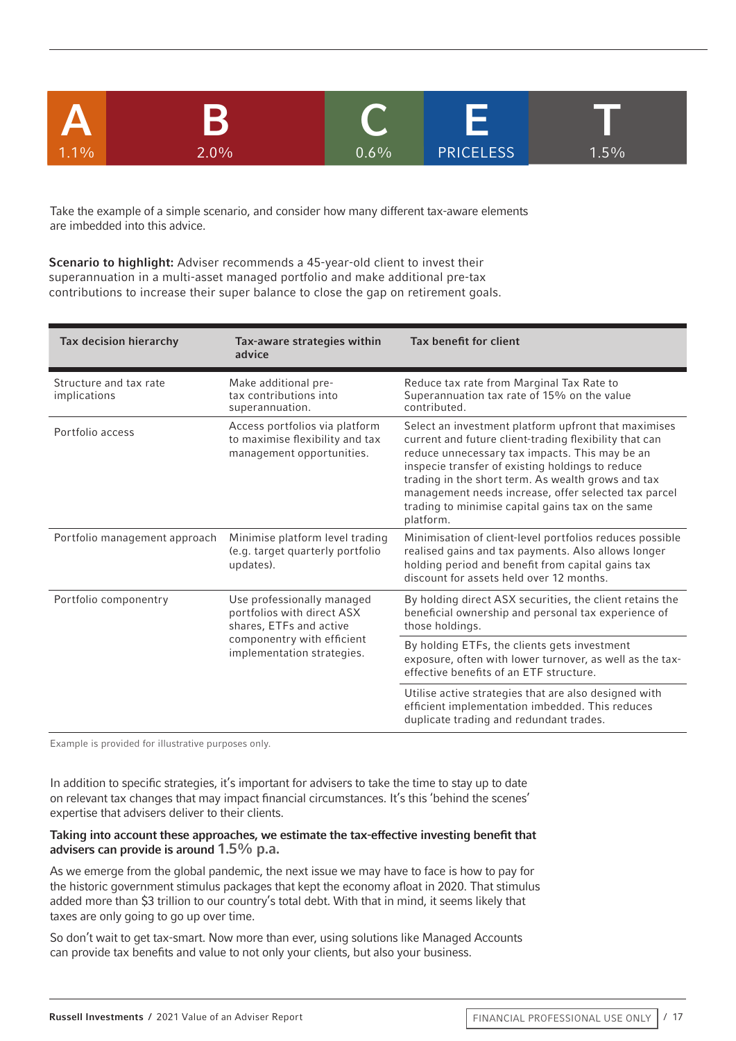| A | B | C | E | T |
|---|---|---|---|---|
| 1.1% | 2.0% | 0.6% | PRICELESS | 1.5% |

Take the example of a simple scenario, and consider how many different tax-aware elements are imbedded into this advice.

**Scenario to highlight:** Adviser recommends a 45-year-old client to invest their superannuation in a multi-asset managed portfolio and make additional pre-tax contributions to increase their super balance to close the gap on retirement goals.

| Tax decision hierarchy | Tax-aware strategies within advice | Tax benefit for client |
|---|---|---|
| Structure and tax rate implications | Make additional pre-tax contributions into superannuation. | Reduce tax rate from Marginal Tax Rate to Superannuation tax rate of 15% on the value contributed. |
| Portfolio access | Access portfolios via platform to maximise flexibility and tax management opportunities. | Select an investment platform upfront that maximises current and future client-trading flexibility that can reduce unnecessary tax impacts. This may be an inspecie transfer of existing holdings to reduce trading in the short term. As wealth grows and tax management needs increase, offer selected tax parcel trading to minimise capital gains tax on the same platform. |
| Portfolio management approach | Minimise platform level trading (e.g. target quarterly portfolio updates). | Minimisation of client-level portfolios reduces possible realised gains and tax payments. Also allows longer holding period and benefit from capital gains tax discount for assets held over 12 months. |
| Portfolio componentry | Use professionally managed portfolios with direct ASX shares, ETFs and active componentry with efficient implementation strategies. | By holding direct ASX securities, the client retains the beneficial ownership and personal tax experience of those holdings. |
| | | By holding ETFs, the clients gets investment exposure, often with lower turnover, as well as the tax-effective benefits of an ETF structure. |
| | | Utilise active strategies that are also designed with efficient implementation imbedded. This reduces duplicate trading and redundant trades. |

Example is provided for illustrative purposes only.

In addition to specific strategies, it's important for advisers to take the time to stay up to date on relevant tax changes that may impact financial circumstances. It's this 'behind the scenes' expertise that advisers deliver to their clients.

**Taking into account these approaches, we estimate the tax-effective investing benefit that advisers can provide is around 1.5% p.a.**

As we emerge from the global pandemic, the next issue we may have to face is how to pay for the historic government stimulus packages that kept the economy afloat in 2020. That stimulus added more than $3 trillion to our country's total debt. With that in mind, it seems likely that taxes are only going to go up over time.

So don't wait to get tax-smart. Now more than ever, using solutions like Managed Accounts can provide tax benefits and value to not only your clients, but also your business.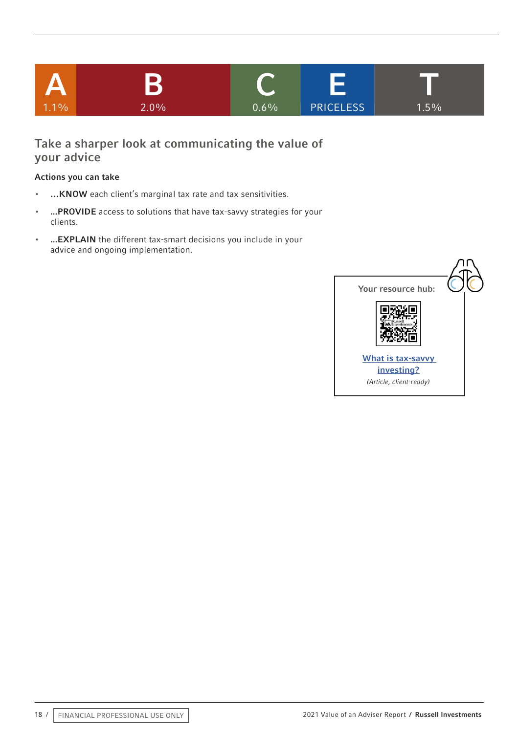| A | B | C | E | T |
|---|---|---|---|---|
| 1.1% | 2.0% | 0.6% | PRICELESS | 1.5% |

## Take a sharper look at communicating the value of your advice

**Actions you can take**

- ...**KNOW** each client's marginal tax rate and tax sensitivities.
- ...**PROVIDE** access to solutions that have tax-savvy strategies for your clients.
- ...**EXPLAIN** the different tax-smart decisions you include in your advice and ongoing implementation.

Your resource hub:

[What is tax-savvy investing?]

*(Article, client-ready)*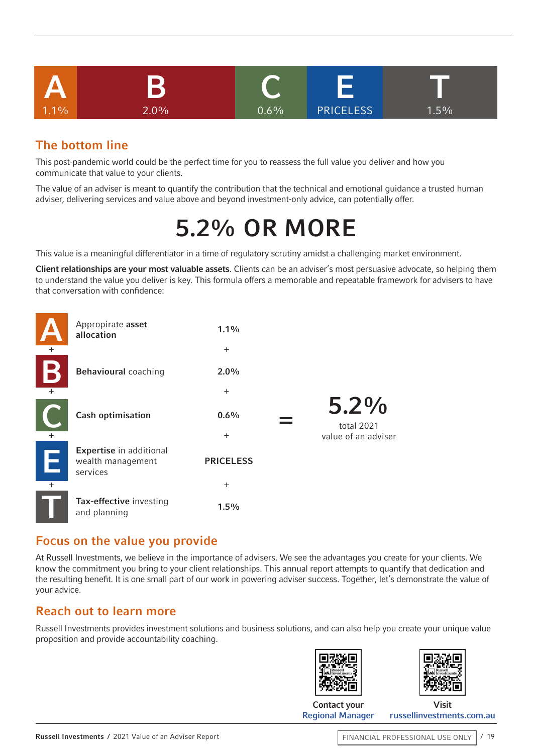| A | B | C | E | T |
|---|---|---|---|---|
| 1.1% | 2.0% | 0.6% | PRICELESS | 1.5% |

## The bottom line

This post-pandemic world could be the perfect time for you to reassess the full value you deliver and how you communicate that value to your clients.

The value of an adviser is meant to quantify the contribution that the technical and emotional guidance a trusted human adviser, delivering services and value above and beyond investment-only advice, can potentially offer.

# 5.2% OR MORE

This value is a meaningful differentiator in a time of regulatory scrutiny amidst a challenging market environment.

**Client relationships are your most valuable assets**. Clients can be an adviser's most persuasive advocate, so helping them to understand the value you deliver is key. This formula offers a memorable and repeatable framework for advisers to have that conversation with confidence:

| | | |
|---|---|---|
| **A** | Appropriate **asset allocation** | **1.1%** |
| + | | + |
| **B** | **Behavioural** coaching | **2.0%** |
| + | | + |
| **C** | **Cash optimisation** | **0.6%** |
| + | | + |
| **E** | **Expertise** in additional wealth management services | **PRICELESS** |
| + | | + |
| **T** | **Tax-effective** investing and planning | **1.5%** |

= **5.2%** total 2021 value of an adviser

## Focus on the value you provide

At Russell Investments, we believe in the importance of advisers. We see the advantages you create for your clients. We know the commitment you bring to your client relationships. This annual report attempts to quantify that dedication and the resulting benefit. It is one small part of our work in powering adviser success. Together, let's demonstrate the value of your advice.

## Reach out to learn more

Russell Investments provides investment solutions and business solutions, and can also help you create your unique value proposition and provide accountability coaching.

**Contact your Regional Manager**

**Visit russellinvestments.com.au**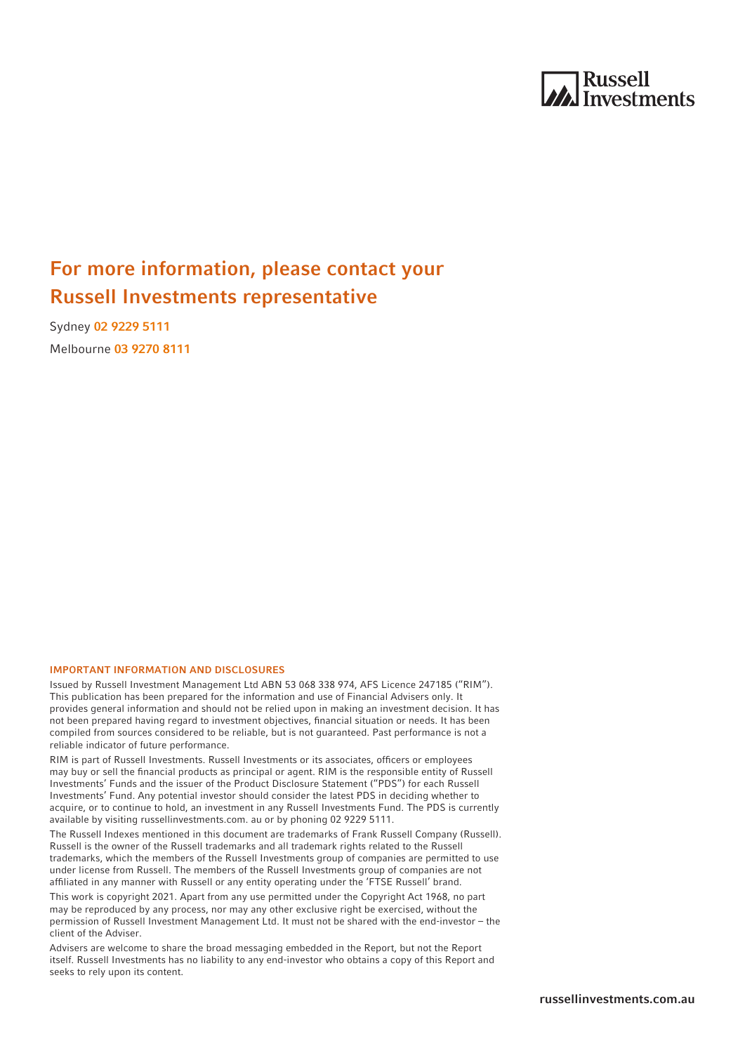Russell Investments

## For more information, please contact your Russell Investments representative

Sydney **02 9229 5111**

Melbourne **03 9270 8111**

### IMPORTANT INFORMATION AND DISCLOSURES

Issued by Russell Investment Management Ltd ABN 53 068 338 974, AFS Licence 247185 ("RIM"). This publication has been prepared for the information and use of Financial Advisers only. It provides general information and should not be relied upon in making an investment decision. It has not been prepared having regard to investment objectives, financial situation or needs. It has been compiled from sources considered to be reliable, but is not guaranteed. Past performance is not a reliable indicator of future performance.

RIM is part of Russell Investments. Russell Investments or its associates, officers or employees may buy or sell the financial products as principal or agent. RIM is the responsible entity of Russell Investments' Funds and the issuer of the Product Disclosure Statement ("PDS") for each Russell Investments' Fund. Any potential investor should consider the latest PDS in deciding whether to acquire, or to continue to hold, an investment in any Russell Investments Fund. The PDS is currently available by visiting russellinvestments.com. au or by phoning 02 9229 5111.

The Russell Indexes mentioned in this document are trademarks of Frank Russell Company (Russell). Russell is the owner of the Russell trademarks and all trademark rights related to the Russell trademarks, which the members of the Russell Investments group of companies are permitted to use under license from Russell. The members of the Russell Investments group of companies are not affiliated in any manner with Russell or any entity operating under the 'FTSE Russell' brand.

This work is copyright 2021. Apart from any use permitted under the Copyright Act 1968, no part may be reproduced by any process, nor may any other exclusive right be exercised, without the permission of Russell Investment Management Ltd. It must not be shared with the end-investor – the client of the Adviser.

Advisers are welcome to share the broad messaging embedded in the Report, but not the Report itself. Russell Investments has no liability to any end-investor who obtains a copy of this Report and seeks to rely upon its content.

**russellinvestments.com.au**